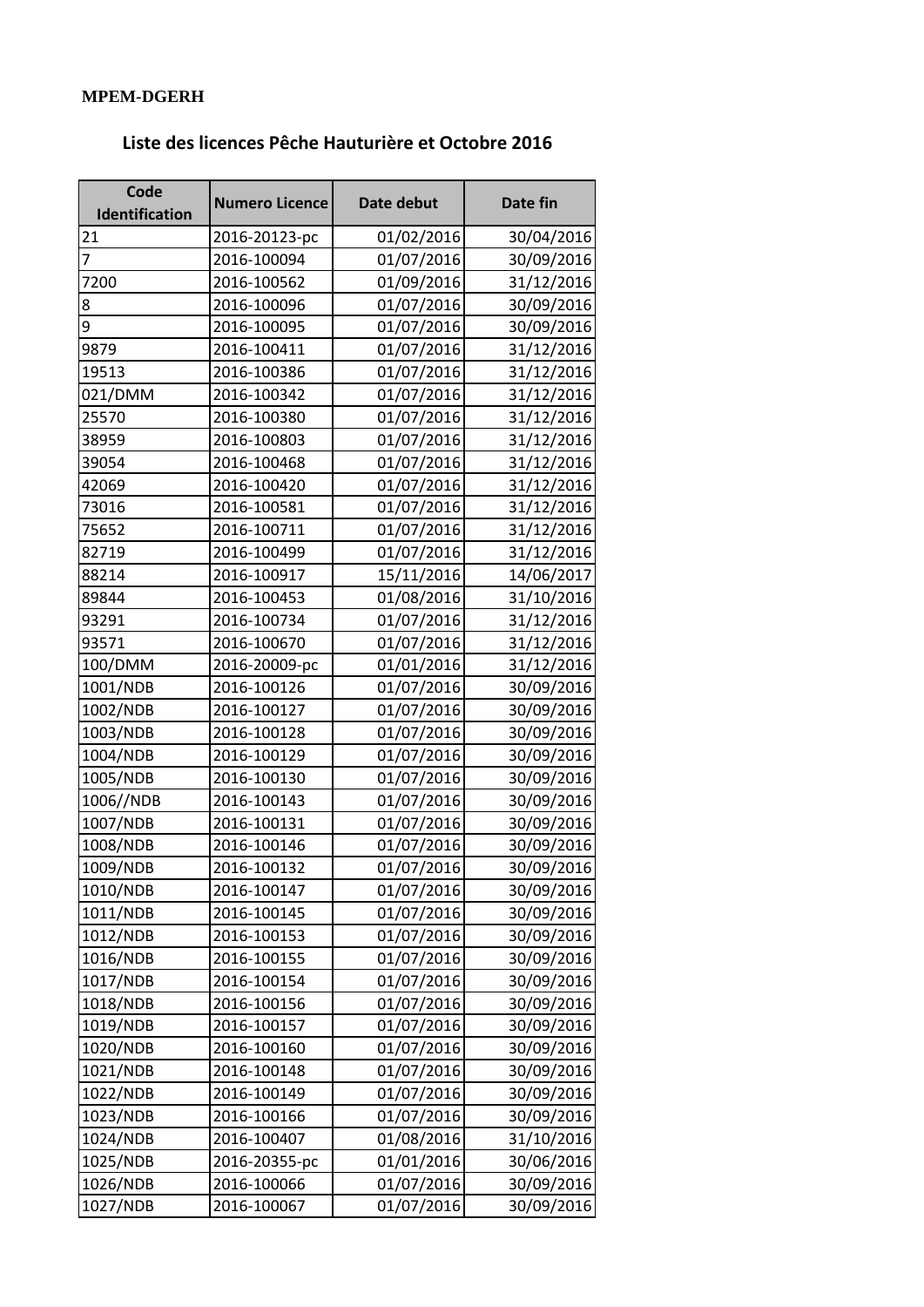**MPEM-DGERH**

## Liste des licences Pêche Hauturière et Octobre 2016

| Code Identification | Numero Licence | Date debut | Date fin |
|---|---|---|---|
| 21 | 2016-20123-pc | 01/02/2016 | 30/04/2016 |
| 7 | 2016-100094 | 01/07/2016 | 30/09/2016 |
| 7200 | 2016-100562 | 01/09/2016 | 31/12/2016 |
| 8 | 2016-100096 | 01/07/2016 | 30/09/2016 |
| 9 | 2016-100095 | 01/07/2016 | 30/09/2016 |
| 9879 | 2016-100411 | 01/07/2016 | 31/12/2016 |
| 19513 | 2016-100386 | 01/07/2016 | 31/12/2016 |
| 021/DMM | 2016-100342 | 01/07/2016 | 31/12/2016 |
| 25570 | 2016-100380 | 01/07/2016 | 31/12/2016 |
| 38959 | 2016-100803 | 01/07/2016 | 31/12/2016 |
| 39054 | 2016-100468 | 01/07/2016 | 31/12/2016 |
| 42069 | 2016-100420 | 01/07/2016 | 31/12/2016 |
| 73016 | 2016-100581 | 01/07/2016 | 31/12/2016 |
| 75652 | 2016-100711 | 01/07/2016 | 31/12/2016 |
| 82719 | 2016-100499 | 01/07/2016 | 31/12/2016 |
| 88214 | 2016-100917 | 15/11/2016 | 14/06/2017 |
| 89844 | 2016-100453 | 01/08/2016 | 31/10/2016 |
| 93291 | 2016-100734 | 01/07/2016 | 31/12/2016 |
| 93571 | 2016-100670 | 01/07/2016 | 31/12/2016 |
| 100/DMM | 2016-20009-pc | 01/01/2016 | 31/12/2016 |
| 1001/NDB | 2016-100126 | 01/07/2016 | 30/09/2016 |
| 1002/NDB | 2016-100127 | 01/07/2016 | 30/09/2016 |
| 1003/NDB | 2016-100128 | 01/07/2016 | 30/09/2016 |
| 1004/NDB | 2016-100129 | 01/07/2016 | 30/09/2016 |
| 1005/NDB | 2016-100130 | 01/07/2016 | 30/09/2016 |
| 1006//NDB | 2016-100143 | 01/07/2016 | 30/09/2016 |
| 1007/NDB | 2016-100131 | 01/07/2016 | 30/09/2016 |
| 1008/NDB | 2016-100146 | 01/07/2016 | 30/09/2016 |
| 1009/NDB | 2016-100132 | 01/07/2016 | 30/09/2016 |
| 1010/NDB | 2016-100147 | 01/07/2016 | 30/09/2016 |
| 1011/NDB | 2016-100145 | 01/07/2016 | 30/09/2016 |
| 1012/NDB | 2016-100153 | 01/07/2016 | 30/09/2016 |
| 1016/NDB | 2016-100155 | 01/07/2016 | 30/09/2016 |
| 1017/NDB | 2016-100154 | 01/07/2016 | 30/09/2016 |
| 1018/NDB | 2016-100156 | 01/07/2016 | 30/09/2016 |
| 1019/NDB | 2016-100157 | 01/07/2016 | 30/09/2016 |
| 1020/NDB | 2016-100160 | 01/07/2016 | 30/09/2016 |
| 1021/NDB | 2016-100148 | 01/07/2016 | 30/09/2016 |
| 1022/NDB | 2016-100149 | 01/07/2016 | 30/09/2016 |
| 1023/NDB | 2016-100166 | 01/07/2016 | 30/09/2016 |
| 1024/NDB | 2016-100407 | 01/08/2016 | 31/10/2016 |
| 1025/NDB | 2016-20355-pc | 01/01/2016 | 30/06/2016 |
| 1026/NDB | 2016-100066 | 01/07/2016 | 30/09/2016 |
| 1027/NDB | 2016-100067 | 01/07/2016 | 30/09/2016 |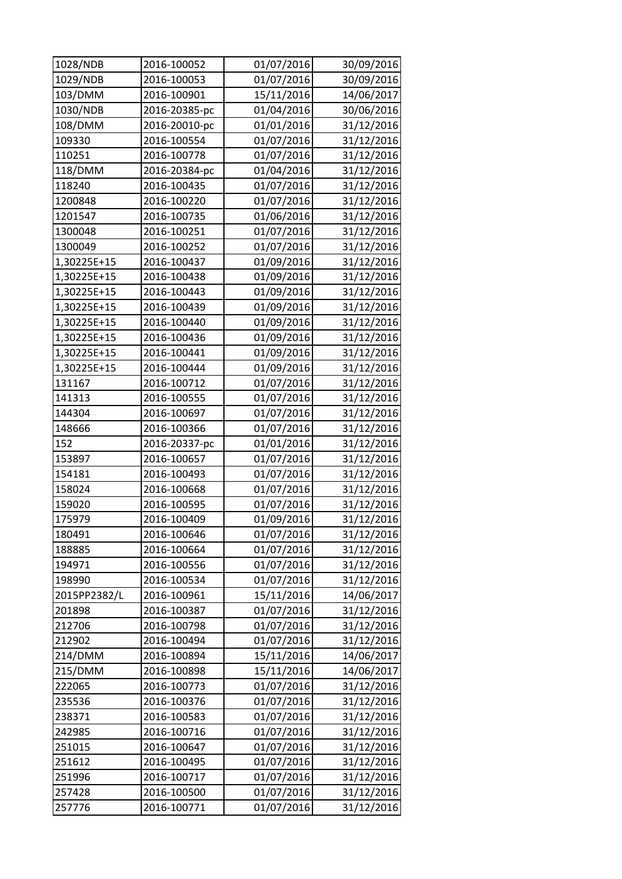| 1028/NDB | 2016-100052 | 01/07/2016 | 30/09/2016 |
|---|---|---|---|
| 1029/NDB | 2016-100053 | 01/07/2016 | 30/09/2016 |
| 103/DMM | 2016-100901 | 15/11/2016 | 14/06/2017 |
| 1030/NDB | 2016-20385-pc | 01/04/2016 | 30/06/2016 |
| 108/DMM | 2016-20010-pc | 01/01/2016 | 31/12/2016 |
| 109330 | 2016-100554 | 01/07/2016 | 31/12/2016 |
| 110251 | 2016-100778 | 01/07/2016 | 31/12/2016 |
| 118/DMM | 2016-20384-pc | 01/04/2016 | 31/12/2016 |
| 118240 | 2016-100435 | 01/07/2016 | 31/12/2016 |
| 1200848 | 2016-100220 | 01/07/2016 | 31/12/2016 |
| 1201547 | 2016-100735 | 01/06/2016 | 31/12/2016 |
| 1300048 | 2016-100251 | 01/07/2016 | 31/12/2016 |
| 1300049 | 2016-100252 | 01/07/2016 | 31/12/2016 |
| 1,30225E+15 | 2016-100437 | 01/09/2016 | 31/12/2016 |
| 1,30225E+15 | 2016-100438 | 01/09/2016 | 31/12/2016 |
| 1,30225E+15 | 2016-100443 | 01/09/2016 | 31/12/2016 |
| 1,30225E+15 | 2016-100439 | 01/09/2016 | 31/12/2016 |
| 1,30225E+15 | 2016-100440 | 01/09/2016 | 31/12/2016 |
| 1,30225E+15 | 2016-100436 | 01/09/2016 | 31/12/2016 |
| 1,30225E+15 | 2016-100441 | 01/09/2016 | 31/12/2016 |
| 1,30225E+15 | 2016-100444 | 01/09/2016 | 31/12/2016 |
| 131167 | 2016-100712 | 01/07/2016 | 31/12/2016 |
| 141313 | 2016-100555 | 01/07/2016 | 31/12/2016 |
| 144304 | 2016-100697 | 01/07/2016 | 31/12/2016 |
| 148666 | 2016-100366 | 01/07/2016 | 31/12/2016 |
| 152 | 2016-20337-pc | 01/01/2016 | 31/12/2016 |
| 153897 | 2016-100657 | 01/07/2016 | 31/12/2016 |
| 154181 | 2016-100493 | 01/07/2016 | 31/12/2016 |
| 158024 | 2016-100668 | 01/07/2016 | 31/12/2016 |
| 159020 | 2016-100595 | 01/07/2016 | 31/12/2016 |
| 175979 | 2016-100409 | 01/09/2016 | 31/12/2016 |
| 180491 | 2016-100646 | 01/07/2016 | 31/12/2016 |
| 188885 | 2016-100664 | 01/07/2016 | 31/12/2016 |
| 194971 | 2016-100556 | 01/07/2016 | 31/12/2016 |
| 198990 | 2016-100534 | 01/07/2016 | 31/12/2016 |
| 2015PP2382/L | 2016-100961 | 15/11/2016 | 14/06/2017 |
| 201898 | 2016-100387 | 01/07/2016 | 31/12/2016 |
| 212706 | 2016-100798 | 01/07/2016 | 31/12/2016 |
| 212902 | 2016-100494 | 01/07/2016 | 31/12/2016 |
| 214/DMM | 2016-100894 | 15/11/2016 | 14/06/2017 |
| 215/DMM | 2016-100898 | 15/11/2016 | 14/06/2017 |
| 222065 | 2016-100773 | 01/07/2016 | 31/12/2016 |
| 235536 | 2016-100376 | 01/07/2016 | 31/12/2016 |
| 238371 | 2016-100583 | 01/07/2016 | 31/12/2016 |
| 242985 | 2016-100716 | 01/07/2016 | 31/12/2016 |
| 251015 | 2016-100647 | 01/07/2016 | 31/12/2016 |
| 251612 | 2016-100495 | 01/07/2016 | 31/12/2016 |
| 251996 | 2016-100717 | 01/07/2016 | 31/12/2016 |
| 257428 | 2016-100500 | 01/07/2016 | 31/12/2016 |
| 257776 | 2016-100771 | 01/07/2016 | 31/12/2016 |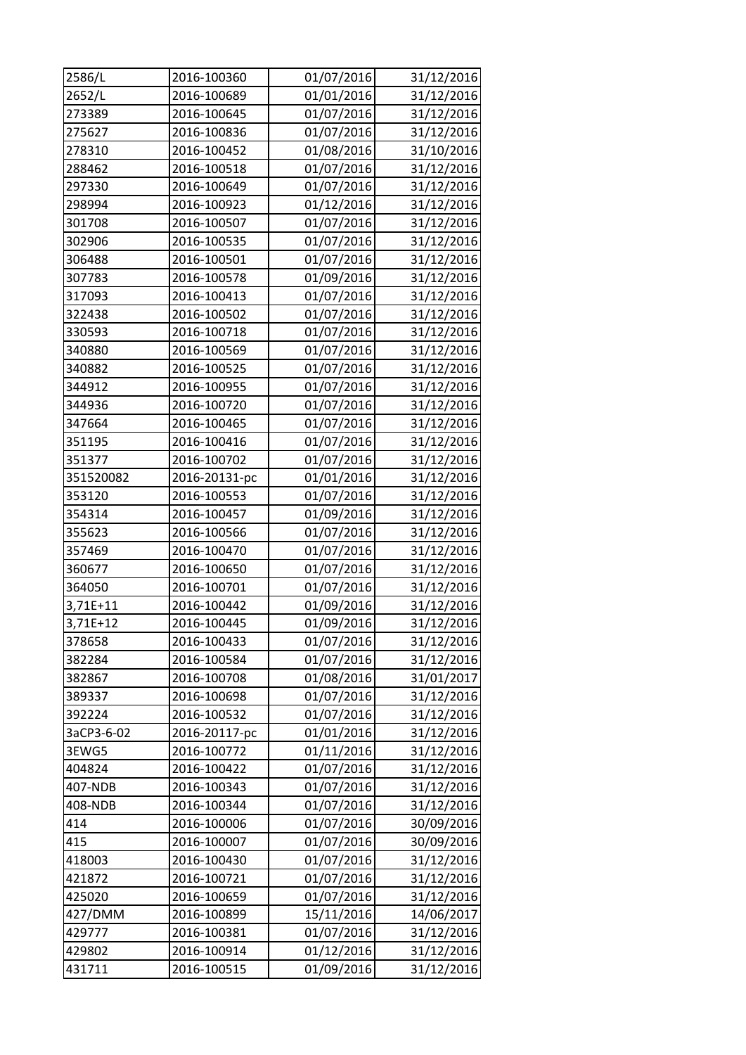| | | | |
|---|---|---|---|
| 2586/L | 2016-100360 | 01/07/2016 | 31/12/2016 |
| 2652/L | 2016-100689 | 01/01/2016 | 31/12/2016 |
| 273389 | 2016-100645 | 01/07/2016 | 31/12/2016 |
| 275627 | 2016-100836 | 01/07/2016 | 31/12/2016 |
| 278310 | 2016-100452 | 01/08/2016 | 31/10/2016 |
| 288462 | 2016-100518 | 01/07/2016 | 31/12/2016 |
| 297330 | 2016-100649 | 01/07/2016 | 31/12/2016 |
| 298994 | 2016-100923 | 01/12/2016 | 31/12/2016 |
| 301708 | 2016-100507 | 01/07/2016 | 31/12/2016 |
| 302906 | 2016-100535 | 01/07/2016 | 31/12/2016 |
| 306488 | 2016-100501 | 01/07/2016 | 31/12/2016 |
| 307783 | 2016-100578 | 01/09/2016 | 31/12/2016 |
| 317093 | 2016-100413 | 01/07/2016 | 31/12/2016 |
| 322438 | 2016-100502 | 01/07/2016 | 31/12/2016 |
| 330593 | 2016-100718 | 01/07/2016 | 31/12/2016 |
| 340880 | 2016-100569 | 01/07/2016 | 31/12/2016 |
| 340882 | 2016-100525 | 01/07/2016 | 31/12/2016 |
| 344912 | 2016-100955 | 01/07/2016 | 31/12/2016 |
| 344936 | 2016-100720 | 01/07/2016 | 31/12/2016 |
| 347664 | 2016-100465 | 01/07/2016 | 31/12/2016 |
| 351195 | 2016-100416 | 01/07/2016 | 31/12/2016 |
| 351377 | 2016-100702 | 01/07/2016 | 31/12/2016 |
| 351520082 | 2016-20131-pc | 01/01/2016 | 31/12/2016 |
| 353120 | 2016-100553 | 01/07/2016 | 31/12/2016 |
| 354314 | 2016-100457 | 01/09/2016 | 31/12/2016 |
| 355623 | 2016-100566 | 01/07/2016 | 31/12/2016 |
| 357469 | 2016-100470 | 01/07/2016 | 31/12/2016 |
| 360677 | 2016-100650 | 01/07/2016 | 31/12/2016 |
| 364050 | 2016-100701 | 01/07/2016 | 31/12/2016 |
| 3,71E+11 | 2016-100442 | 01/09/2016 | 31/12/2016 |
| 3,71E+12 | 2016-100445 | 01/09/2016 | 31/12/2016 |
| 378658 | 2016-100433 | 01/07/2016 | 31/12/2016 |
| 382284 | 2016-100584 | 01/07/2016 | 31/12/2016 |
| 382867 | 2016-100708 | 01/08/2016 | 31/01/2017 |
| 389337 | 2016-100698 | 01/07/2016 | 31/12/2016 |
| 392224 | 2016-100532 | 01/07/2016 | 31/12/2016 |
| 3aCP3-6-02 | 2016-20117-pc | 01/01/2016 | 31/12/2016 |
| 3EWG5 | 2016-100772 | 01/11/2016 | 31/12/2016 |
| 404824 | 2016-100422 | 01/07/2016 | 31/12/2016 |
| 407-NDB | 2016-100343 | 01/07/2016 | 31/12/2016 |
| 408-NDB | 2016-100344 | 01/07/2016 | 31/12/2016 |
| 414 | 2016-100006 | 01/07/2016 | 30/09/2016 |
| 415 | 2016-100007 | 01/07/2016 | 30/09/2016 |
| 418003 | 2016-100430 | 01/07/2016 | 31/12/2016 |
| 421872 | 2016-100721 | 01/07/2016 | 31/12/2016 |
| 425020 | 2016-100659 | 01/07/2016 | 31/12/2016 |
| 427/DMM | 2016-100899 | 15/11/2016 | 14/06/2017 |
| 429777 | 2016-100381 | 01/07/2016 | 31/12/2016 |
| 429802 | 2016-100914 | 01/12/2016 | 31/12/2016 |
| 431711 | 2016-100515 | 01/09/2016 | 31/12/2016 |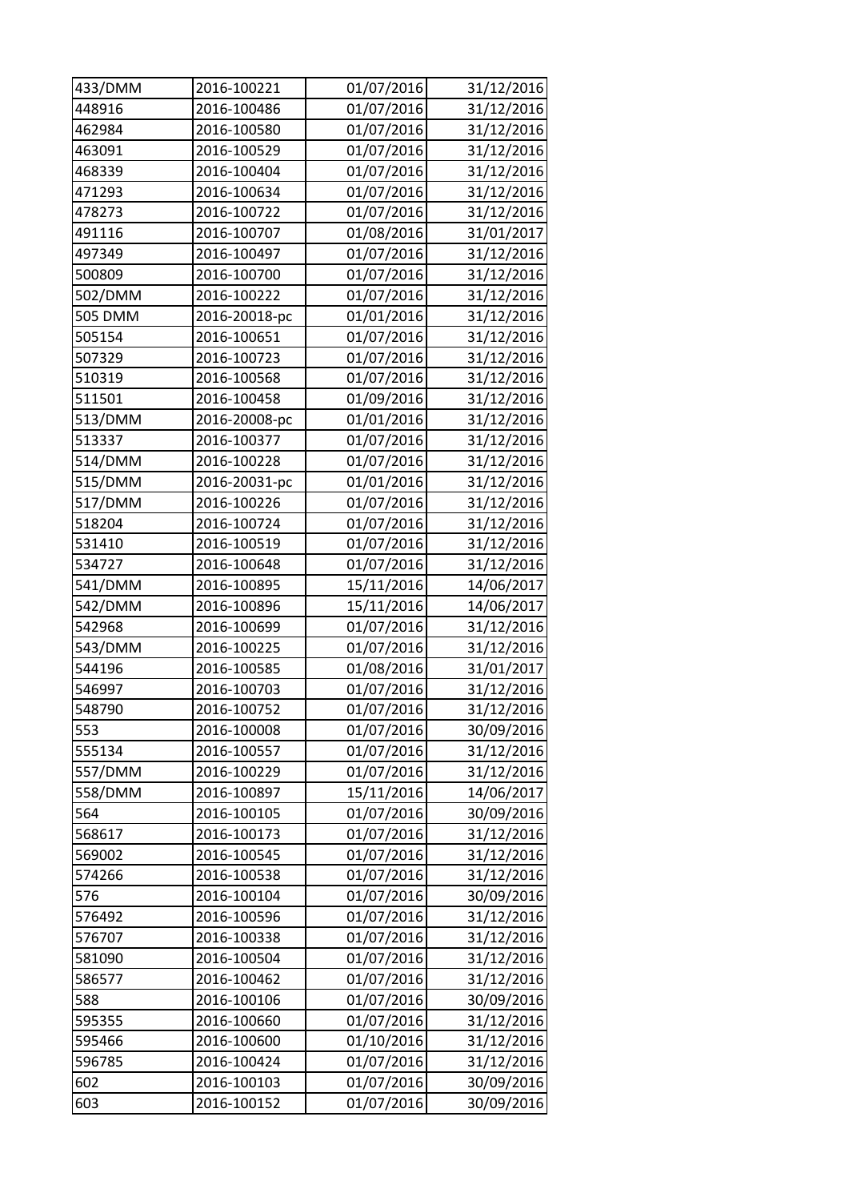| | | | |
|---|---|---|---|
| 433/DMM | 2016-100221 | 01/07/2016 | 31/12/2016 |
| 448916 | 2016-100486 | 01/07/2016 | 31/12/2016 |
| 462984 | 2016-100580 | 01/07/2016 | 31/12/2016 |
| 463091 | 2016-100529 | 01/07/2016 | 31/12/2016 |
| 468339 | 2016-100404 | 01/07/2016 | 31/12/2016 |
| 471293 | 2016-100634 | 01/07/2016 | 31/12/2016 |
| 478273 | 2016-100722 | 01/07/2016 | 31/12/2016 |
| 491116 | 2016-100707 | 01/08/2016 | 31/01/2017 |
| 497349 | 2016-100497 | 01/07/2016 | 31/12/2016 |
| 500809 | 2016-100700 | 01/07/2016 | 31/12/2016 |
| 502/DMM | 2016-100222 | 01/07/2016 | 31/12/2016 |
| 505 DMM | 2016-20018-pc | 01/01/2016 | 31/12/2016 |
| 505154 | 2016-100651 | 01/07/2016 | 31/12/2016 |
| 507329 | 2016-100723 | 01/07/2016 | 31/12/2016 |
| 510319 | 2016-100568 | 01/07/2016 | 31/12/2016 |
| 511501 | 2016-100458 | 01/09/2016 | 31/12/2016 |
| 513/DMM | 2016-20008-pc | 01/01/2016 | 31/12/2016 |
| 513337 | 2016-100377 | 01/07/2016 | 31/12/2016 |
| 514/DMM | 2016-100228 | 01/07/2016 | 31/12/2016 |
| 515/DMM | 2016-20031-pc | 01/01/2016 | 31/12/2016 |
| 517/DMM | 2016-100226 | 01/07/2016 | 31/12/2016 |
| 518204 | 2016-100724 | 01/07/2016 | 31/12/2016 |
| 531410 | 2016-100519 | 01/07/2016 | 31/12/2016 |
| 534727 | 2016-100648 | 01/07/2016 | 31/12/2016 |
| 541/DMM | 2016-100895 | 15/11/2016 | 14/06/2017 |
| 542/DMM | 2016-100896 | 15/11/2016 | 14/06/2017 |
| 542968 | 2016-100699 | 01/07/2016 | 31/12/2016 |
| 543/DMM | 2016-100225 | 01/07/2016 | 31/12/2016 |
| 544196 | 2016-100585 | 01/08/2016 | 31/01/2017 |
| 546997 | 2016-100703 | 01/07/2016 | 31/12/2016 |
| 548790 | 2016-100752 | 01/07/2016 | 31/12/2016 |
| 553 | 2016-100008 | 01/07/2016 | 30/09/2016 |
| 555134 | 2016-100557 | 01/07/2016 | 31/12/2016 |
| 557/DMM | 2016-100229 | 01/07/2016 | 31/12/2016 |
| 558/DMM | 2016-100897 | 15/11/2016 | 14/06/2017 |
| 564 | 2016-100105 | 01/07/2016 | 30/09/2016 |
| 568617 | 2016-100173 | 01/07/2016 | 31/12/2016 |
| 569002 | 2016-100545 | 01/07/2016 | 31/12/2016 |
| 574266 | 2016-100538 | 01/07/2016 | 31/12/2016 |
| 576 | 2016-100104 | 01/07/2016 | 30/09/2016 |
| 576492 | 2016-100596 | 01/07/2016 | 31/12/2016 |
| 576707 | 2016-100338 | 01/07/2016 | 31/12/2016 |
| 581090 | 2016-100504 | 01/07/2016 | 31/12/2016 |
| 586577 | 2016-100462 | 01/07/2016 | 31/12/2016 |
| 588 | 2016-100106 | 01/07/2016 | 30/09/2016 |
| 595355 | 2016-100660 | 01/07/2016 | 31/12/2016 |
| 595466 | 2016-100600 | 01/10/2016 | 31/12/2016 |
| 596785 | 2016-100424 | 01/07/2016 | 31/12/2016 |
| 602 | 2016-100103 | 01/07/2016 | 30/09/2016 |
| 603 | 2016-100152 | 01/07/2016 | 30/09/2016 |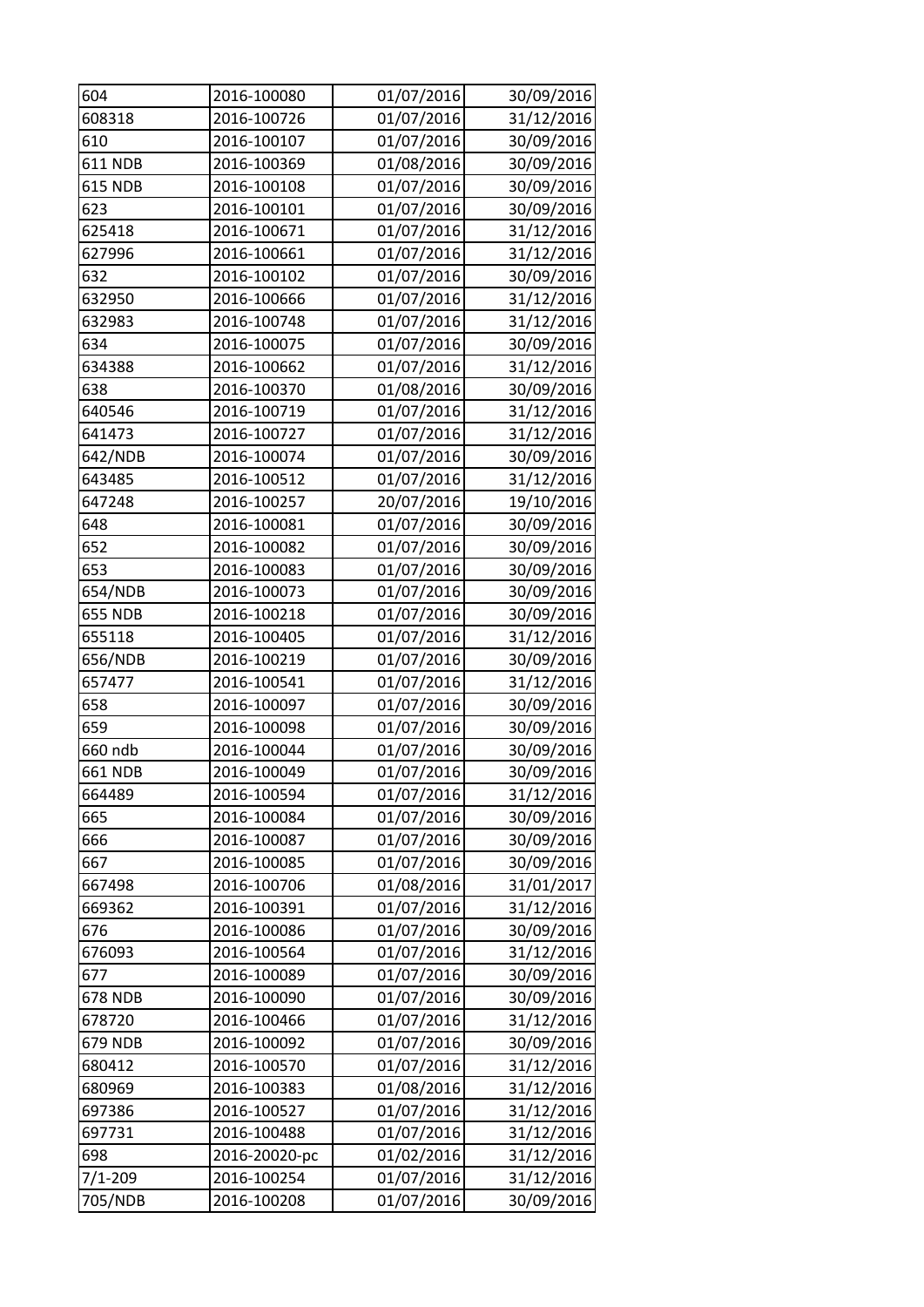| | | | |
|---|---|---|---|
| 604 | 2016-100080 | 01/07/2016 | 30/09/2016 |
| 608318 | 2016-100726 | 01/07/2016 | 31/12/2016 |
| 610 | 2016-100107 | 01/07/2016 | 30/09/2016 |
| 611 NDB | 2016-100369 | 01/08/2016 | 30/09/2016 |
| 615 NDB | 2016-100108 | 01/07/2016 | 30/09/2016 |
| 623 | 2016-100101 | 01/07/2016 | 30/09/2016 |
| 625418 | 2016-100671 | 01/07/2016 | 31/12/2016 |
| 627996 | 2016-100661 | 01/07/2016 | 31/12/2016 |
| 632 | 2016-100102 | 01/07/2016 | 30/09/2016 |
| 632950 | 2016-100666 | 01/07/2016 | 31/12/2016 |
| 632983 | 2016-100748 | 01/07/2016 | 31/12/2016 |
| 634 | 2016-100075 | 01/07/2016 | 30/09/2016 |
| 634388 | 2016-100662 | 01/07/2016 | 31/12/2016 |
| 638 | 2016-100370 | 01/08/2016 | 30/09/2016 |
| 640546 | 2016-100719 | 01/07/2016 | 31/12/2016 |
| 641473 | 2016-100727 | 01/07/2016 | 31/12/2016 |
| 642/NDB | 2016-100074 | 01/07/2016 | 30/09/2016 |
| 643485 | 2016-100512 | 01/07/2016 | 31/12/2016 |
| 647248 | 2016-100257 | 20/07/2016 | 19/10/2016 |
| 648 | 2016-100081 | 01/07/2016 | 30/09/2016 |
| 652 | 2016-100082 | 01/07/2016 | 30/09/2016 |
| 653 | 2016-100083 | 01/07/2016 | 30/09/2016 |
| 654/NDB | 2016-100073 | 01/07/2016 | 30/09/2016 |
| 655 NDB | 2016-100218 | 01/07/2016 | 30/09/2016 |
| 655118 | 2016-100405 | 01/07/2016 | 31/12/2016 |
| 656/NDB | 2016-100219 | 01/07/2016 | 30/09/2016 |
| 657477 | 2016-100541 | 01/07/2016 | 31/12/2016 |
| 658 | 2016-100097 | 01/07/2016 | 30/09/2016 |
| 659 | 2016-100098 | 01/07/2016 | 30/09/2016 |
| 660 ndb | 2016-100044 | 01/07/2016 | 30/09/2016 |
| 661 NDB | 2016-100049 | 01/07/2016 | 30/09/2016 |
| 664489 | 2016-100594 | 01/07/2016 | 31/12/2016 |
| 665 | 2016-100084 | 01/07/2016 | 30/09/2016 |
| 666 | 2016-100087 | 01/07/2016 | 30/09/2016 |
| 667 | 2016-100085 | 01/07/2016 | 30/09/2016 |
| 667498 | 2016-100706 | 01/08/2016 | 31/01/2017 |
| 669362 | 2016-100391 | 01/07/2016 | 31/12/2016 |
| 676 | 2016-100086 | 01/07/2016 | 30/09/2016 |
| 676093 | 2016-100564 | 01/07/2016 | 31/12/2016 |
| 677 | 2016-100089 | 01/07/2016 | 30/09/2016 |
| 678 NDB | 2016-100090 | 01/07/2016 | 30/09/2016 |
| 678720 | 2016-100466 | 01/07/2016 | 31/12/2016 |
| 679 NDB | 2016-100092 | 01/07/2016 | 30/09/2016 |
| 680412 | 2016-100570 | 01/07/2016 | 31/12/2016 |
| 680969 | 2016-100383 | 01/08/2016 | 31/12/2016 |
| 697386 | 2016-100527 | 01/07/2016 | 31/12/2016 |
| 697731 | 2016-100488 | 01/07/2016 | 31/12/2016 |
| 698 | 2016-20020-pc | 01/02/2016 | 31/12/2016 |
| 7/1-209 | 2016-100254 | 01/07/2016 | 31/12/2016 |
| 705/NDB | 2016-100208 | 01/07/2016 | 30/09/2016 |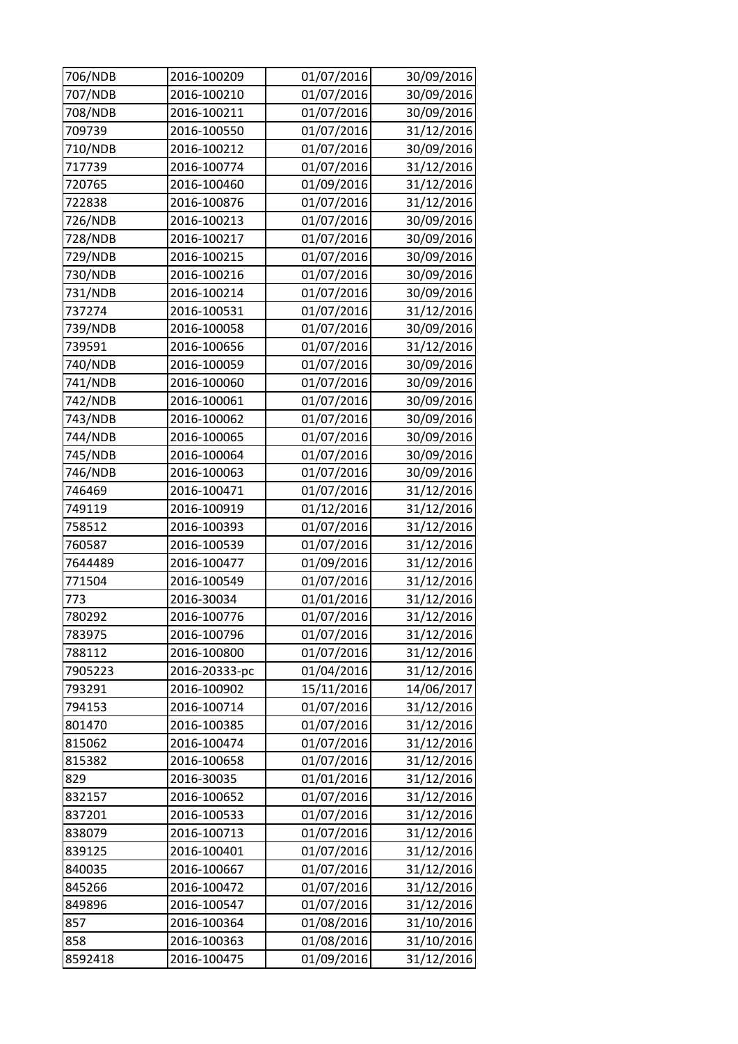| | | | |
|---|---|---|---|
| 706/NDB | 2016-100209 | 01/07/2016 | 30/09/2016 |
| 707/NDB | 2016-100210 | 01/07/2016 | 30/09/2016 |
| 708/NDB | 2016-100211 | 01/07/2016 | 30/09/2016 |
| 709739 | 2016-100550 | 01/07/2016 | 31/12/2016 |
| 710/NDB | 2016-100212 | 01/07/2016 | 30/09/2016 |
| 717739 | 2016-100774 | 01/07/2016 | 31/12/2016 |
| 720765 | 2016-100460 | 01/09/2016 | 31/12/2016 |
| 722838 | 2016-100876 | 01/07/2016 | 31/12/2016 |
| 726/NDB | 2016-100213 | 01/07/2016 | 30/09/2016 |
| 728/NDB | 2016-100217 | 01/07/2016 | 30/09/2016 |
| 729/NDB | 2016-100215 | 01/07/2016 | 30/09/2016 |
| 730/NDB | 2016-100216 | 01/07/2016 | 30/09/2016 |
| 731/NDB | 2016-100214 | 01/07/2016 | 30/09/2016 |
| 737274 | 2016-100531 | 01/07/2016 | 31/12/2016 |
| 739/NDB | 2016-100058 | 01/07/2016 | 30/09/2016 |
| 739591 | 2016-100656 | 01/07/2016 | 31/12/2016 |
| 740/NDB | 2016-100059 | 01/07/2016 | 30/09/2016 |
| 741/NDB | 2016-100060 | 01/07/2016 | 30/09/2016 |
| 742/NDB | 2016-100061 | 01/07/2016 | 30/09/2016 |
| 743/NDB | 2016-100062 | 01/07/2016 | 30/09/2016 |
| 744/NDB | 2016-100065 | 01/07/2016 | 30/09/2016 |
| 745/NDB | 2016-100064 | 01/07/2016 | 30/09/2016 |
| 746/NDB | 2016-100063 | 01/07/2016 | 30/09/2016 |
| 746469 | 2016-100471 | 01/07/2016 | 31/12/2016 |
| 749119 | 2016-100919 | 01/12/2016 | 31/12/2016 |
| 758512 | 2016-100393 | 01/07/2016 | 31/12/2016 |
| 760587 | 2016-100539 | 01/07/2016 | 31/12/2016 |
| 7644489 | 2016-100477 | 01/09/2016 | 31/12/2016 |
| 771504 | 2016-100549 | 01/07/2016 | 31/12/2016 |
| 773 | 2016-30034 | 01/01/2016 | 31/12/2016 |
| 780292 | 2016-100776 | 01/07/2016 | 31/12/2016 |
| 783975 | 2016-100796 | 01/07/2016 | 31/12/2016 |
| 788112 | 2016-100800 | 01/07/2016 | 31/12/2016 |
| 7905223 | 2016-20333-pc | 01/04/2016 | 31/12/2016 |
| 793291 | 2016-100902 | 15/11/2016 | 14/06/2017 |
| 794153 | 2016-100714 | 01/07/2016 | 31/12/2016 |
| 801470 | 2016-100385 | 01/07/2016 | 31/12/2016 |
| 815062 | 2016-100474 | 01/07/2016 | 31/12/2016 |
| 815382 | 2016-100658 | 01/07/2016 | 31/12/2016 |
| 829 | 2016-30035 | 01/01/2016 | 31/12/2016 |
| 832157 | 2016-100652 | 01/07/2016 | 31/12/2016 |
| 837201 | 2016-100533 | 01/07/2016 | 31/12/2016 |
| 838079 | 2016-100713 | 01/07/2016 | 31/12/2016 |
| 839125 | 2016-100401 | 01/07/2016 | 31/12/2016 |
| 840035 | 2016-100667 | 01/07/2016 | 31/12/2016 |
| 845266 | 2016-100472 | 01/07/2016 | 31/12/2016 |
| 849896 | 2016-100547 | 01/07/2016 | 31/12/2016 |
| 857 | 2016-100364 | 01/08/2016 | 31/10/2016 |
| 858 | 2016-100363 | 01/08/2016 | 31/10/2016 |
| 8592418 | 2016-100475 | 01/09/2016 | 31/12/2016 |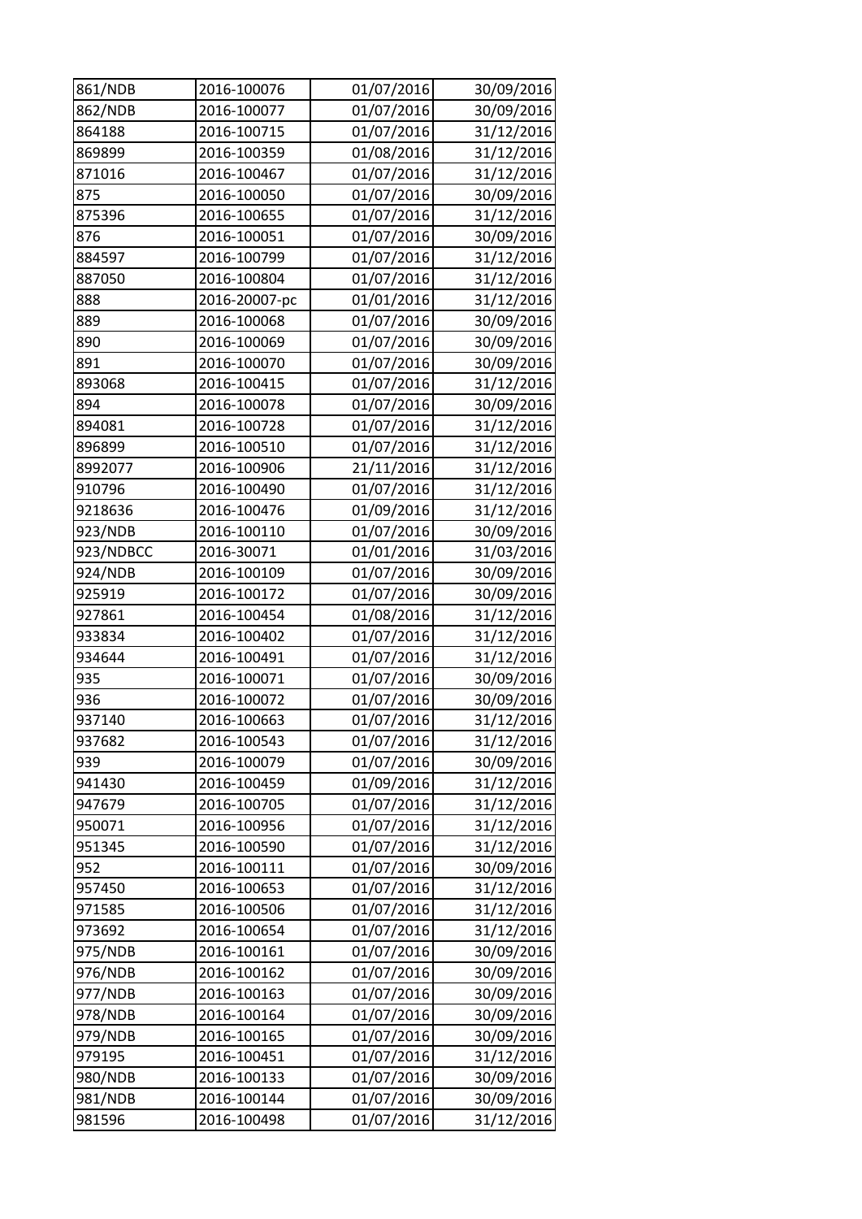| | | | |
|---|---|---|---|
| 861/NDB | 2016-100076 | 01/07/2016 | 30/09/2016 |
| 862/NDB | 2016-100077 | 01/07/2016 | 30/09/2016 |
| 864188 | 2016-100715 | 01/07/2016 | 31/12/2016 |
| 869899 | 2016-100359 | 01/08/2016 | 31/12/2016 |
| 871016 | 2016-100467 | 01/07/2016 | 31/12/2016 |
| 875 | 2016-100050 | 01/07/2016 | 30/09/2016 |
| 875396 | 2016-100655 | 01/07/2016 | 31/12/2016 |
| 876 | 2016-100051 | 01/07/2016 | 30/09/2016 |
| 884597 | 2016-100799 | 01/07/2016 | 31/12/2016 |
| 887050 | 2016-100804 | 01/07/2016 | 31/12/2016 |
| 888 | 2016-20007-pc | 01/01/2016 | 31/12/2016 |
| 889 | 2016-100068 | 01/07/2016 | 30/09/2016 |
| 890 | 2016-100069 | 01/07/2016 | 30/09/2016 |
| 891 | 2016-100070 | 01/07/2016 | 30/09/2016 |
| 893068 | 2016-100415 | 01/07/2016 | 31/12/2016 |
| 894 | 2016-100078 | 01/07/2016 | 30/09/2016 |
| 894081 | 2016-100728 | 01/07/2016 | 31/12/2016 |
| 896899 | 2016-100510 | 01/07/2016 | 31/12/2016 |
| 8992077 | 2016-100906 | 21/11/2016 | 31/12/2016 |
| 910796 | 2016-100490 | 01/07/2016 | 31/12/2016 |
| 9218636 | 2016-100476 | 01/09/2016 | 31/12/2016 |
| 923/NDB | 2016-100110 | 01/07/2016 | 30/09/2016 |
| 923/NDBCC | 2016-30071 | 01/01/2016 | 31/03/2016 |
| 924/NDB | 2016-100109 | 01/07/2016 | 30/09/2016 |
| 925919 | 2016-100172 | 01/07/2016 | 30/09/2016 |
| 927861 | 2016-100454 | 01/08/2016 | 31/12/2016 |
| 933834 | 2016-100402 | 01/07/2016 | 31/12/2016 |
| 934644 | 2016-100491 | 01/07/2016 | 31/12/2016 |
| 935 | 2016-100071 | 01/07/2016 | 30/09/2016 |
| 936 | 2016-100072 | 01/07/2016 | 30/09/2016 |
| 937140 | 2016-100663 | 01/07/2016 | 31/12/2016 |
| 937682 | 2016-100543 | 01/07/2016 | 31/12/2016 |
| 939 | 2016-100079 | 01/07/2016 | 30/09/2016 |
| 941430 | 2016-100459 | 01/09/2016 | 31/12/2016 |
| 947679 | 2016-100705 | 01/07/2016 | 31/12/2016 |
| 950071 | 2016-100956 | 01/07/2016 | 31/12/2016 |
| 951345 | 2016-100590 | 01/07/2016 | 31/12/2016 |
| 952 | 2016-100111 | 01/07/2016 | 30/09/2016 |
| 957450 | 2016-100653 | 01/07/2016 | 31/12/2016 |
| 971585 | 2016-100506 | 01/07/2016 | 31/12/2016 |
| 973692 | 2016-100654 | 01/07/2016 | 31/12/2016 |
| 975/NDB | 2016-100161 | 01/07/2016 | 30/09/2016 |
| 976/NDB | 2016-100162 | 01/07/2016 | 30/09/2016 |
| 977/NDB | 2016-100163 | 01/07/2016 | 30/09/2016 |
| 978/NDB | 2016-100164 | 01/07/2016 | 30/09/2016 |
| 979/NDB | 2016-100165 | 01/07/2016 | 30/09/2016 |
| 979195 | 2016-100451 | 01/07/2016 | 31/12/2016 |
| 980/NDB | 2016-100133 | 01/07/2016 | 30/09/2016 |
| 981/NDB | 2016-100144 | 01/07/2016 | 30/09/2016 |
| 981596 | 2016-100498 | 01/07/2016 | 31/12/2016 |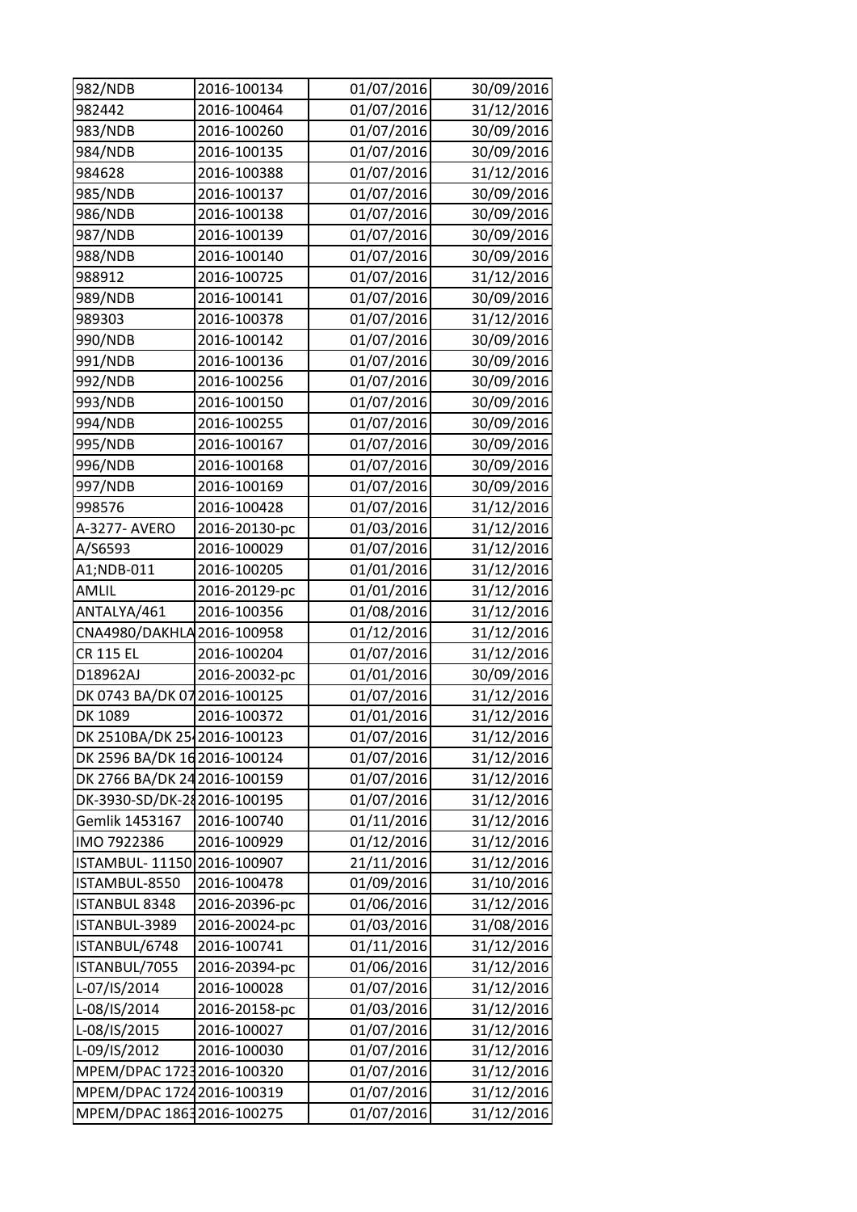| | | | |
|---|---|---|---|
| 982/NDB | 2016-100134 | 01/07/2016 | 30/09/2016 |
| 982442 | 2016-100464 | 01/07/2016 | 31/12/2016 |
| 983/NDB | 2016-100260 | 01/07/2016 | 30/09/2016 |
| 984/NDB | 2016-100135 | 01/07/2016 | 30/09/2016 |
| 984628 | 2016-100388 | 01/07/2016 | 31/12/2016 |
| 985/NDB | 2016-100137 | 01/07/2016 | 30/09/2016 |
| 986/NDB | 2016-100138 | 01/07/2016 | 30/09/2016 |
| 987/NDB | 2016-100139 | 01/07/2016 | 30/09/2016 |
| 988/NDB | 2016-100140 | 01/07/2016 | 30/09/2016 |
| 988912 | 2016-100725 | 01/07/2016 | 31/12/2016 |
| 989/NDB | 2016-100141 | 01/07/2016 | 30/09/2016 |
| 989303 | 2016-100378 | 01/07/2016 | 31/12/2016 |
| 990/NDB | 2016-100142 | 01/07/2016 | 30/09/2016 |
| 991/NDB | 2016-100136 | 01/07/2016 | 30/09/2016 |
| 992/NDB | 2016-100256 | 01/07/2016 | 30/09/2016 |
| 993/NDB | 2016-100150 | 01/07/2016 | 30/09/2016 |
| 994/NDB | 2016-100255 | 01/07/2016 | 30/09/2016 |
| 995/NDB | 2016-100167 | 01/07/2016 | 30/09/2016 |
| 996/NDB | 2016-100168 | 01/07/2016 | 30/09/2016 |
| 997/NDB | 2016-100169 | 01/07/2016 | 30/09/2016 |
| 998576 | 2016-100428 | 01/07/2016 | 31/12/2016 |
| A-3277- AVERO | 2016-20130-pc | 01/03/2016 | 31/12/2016 |
| A/S6593 | 2016-100029 | 01/07/2016 | 31/12/2016 |
| A1;NDB-011 | 2016-100205 | 01/01/2016 | 31/12/2016 |
| AMLIL | 2016-20129-pc | 01/01/2016 | 31/12/2016 |
| ANTALYA/461 | 2016-100356 | 01/08/2016 | 31/12/2016 |
| CNA4980/DAKHLA | 2016-100958 | 01/12/2016 | 31/12/2016 |
| CR 115 EL | 2016-100204 | 01/07/2016 | 31/12/2016 |
| D18962AJ | 2016-20032-pc | 01/01/2016 | 30/09/2016 |
| DK 0743 BA/DK 07 | 2016-100125 | 01/07/2016 | 31/12/2016 |
| DK 1089 | 2016-100372 | 01/01/2016 | 31/12/2016 |
| DK 2510BA/DK 25 | 2016-100123 | 01/07/2016 | 31/12/2016 |
| DK 2596 BA/DK 16 | 2016-100124 | 01/07/2016 | 31/12/2016 |
| DK 2766 BA/DK 24 | 2016-100159 | 01/07/2016 | 31/12/2016 |
| DK-3930-SD/DK-28 | 2016-100195 | 01/07/2016 | 31/12/2016 |
| Gemlik 1453167 | 2016-100740 | 01/11/2016 | 31/12/2016 |
| IMO 7922386 | 2016-100929 | 01/12/2016 | 31/12/2016 |
| ISTAMBUL- 11150 | 2016-100907 | 21/11/2016 | 31/12/2016 |
| ISTAMBUL-8550 | 2016-100478 | 01/09/2016 | 31/10/2016 |
| ISTANBUL 8348 | 2016-20396-pc | 01/06/2016 | 31/12/2016 |
| ISTANBUL-3989 | 2016-20024-pc | 01/03/2016 | 31/08/2016 |
| ISTANBUL/6748 | 2016-100741 | 01/11/2016 | 31/12/2016 |
| ISTANBUL/7055 | 2016-20394-pc | 01/06/2016 | 31/12/2016 |
| L-07/IS/2014 | 2016-100028 | 01/07/2016 | 31/12/2016 |
| L-08/IS/2014 | 2016-20158-pc | 01/03/2016 | 31/12/2016 |
| L-08/IS/2015 | 2016-100027 | 01/07/2016 | 31/12/2016 |
| L-09/IS/2012 | 2016-100030 | 01/07/2016 | 31/12/2016 |
| MPEM/DPAC 1723 | 2016-100320 | 01/07/2016 | 31/12/2016 |
| MPEM/DPAC 1724 | 2016-100319 | 01/07/2016 | 31/12/2016 |
| MPEM/DPAC 1863 | 2016-100275 | 01/07/2016 | 31/12/2016 |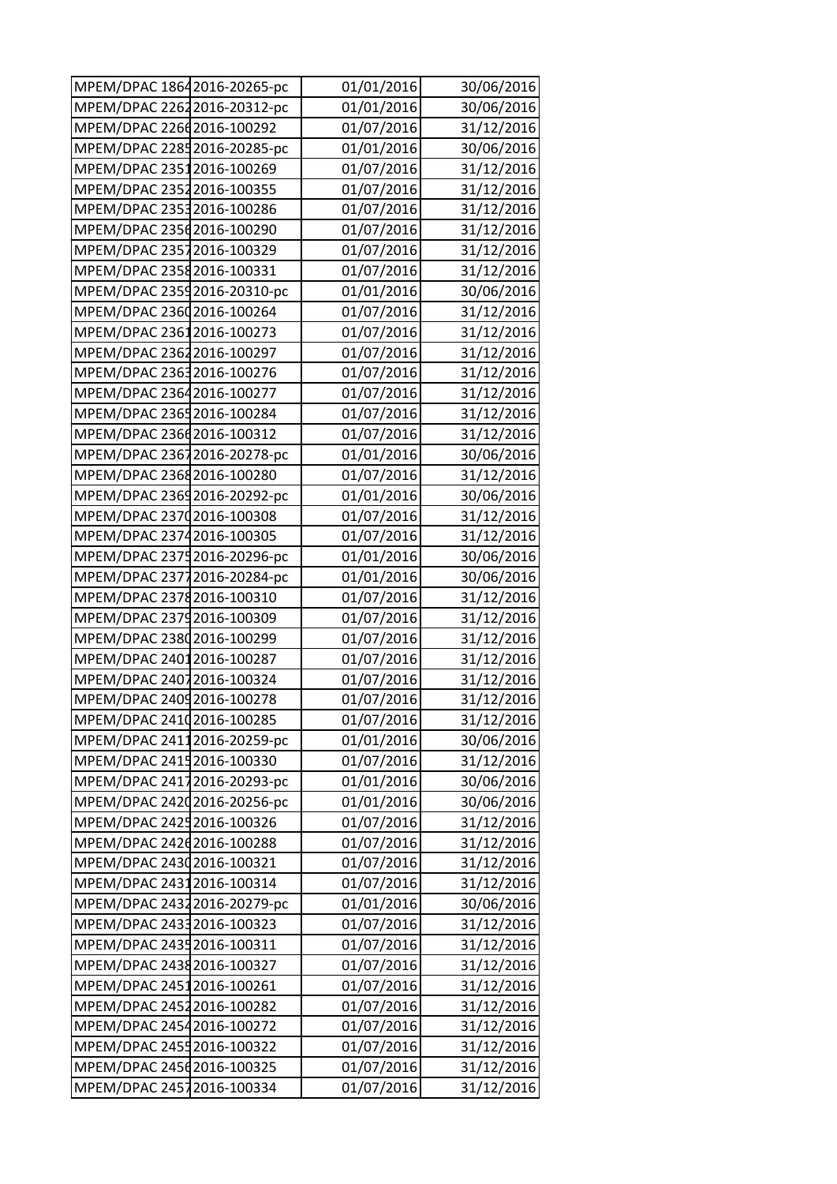| | | | |
|---|---|---|---|
| MPEM/DPAC 1864 | 2016-20265-pc | 01/01/2016 | 30/06/2016 |
| MPEM/DPAC 2262 | 2016-20312-pc | 01/01/2016 | 30/06/2016 |
| MPEM/DPAC 2266 | 2016-100292 | 01/07/2016 | 31/12/2016 |
| MPEM/DPAC 2285 | 2016-20285-pc | 01/01/2016 | 30/06/2016 |
| MPEM/DPAC 2351 | 2016-100269 | 01/07/2016 | 31/12/2016 |
| MPEM/DPAC 2352 | 2016-100355 | 01/07/2016 | 31/12/2016 |
| MPEM/DPAC 2353 | 2016-100286 | 01/07/2016 | 31/12/2016 |
| MPEM/DPAC 2356 | 2016-100290 | 01/07/2016 | 31/12/2016 |
| MPEM/DPAC 2357 | 2016-100329 | 01/07/2016 | 31/12/2016 |
| MPEM/DPAC 2358 | 2016-100331 | 01/07/2016 | 31/12/2016 |
| MPEM/DPAC 2359 | 2016-20310-pc | 01/01/2016 | 30/06/2016 |
| MPEM/DPAC 2360 | 2016-100264 | 01/07/2016 | 31/12/2016 |
| MPEM/DPAC 2361 | 2016-100273 | 01/07/2016 | 31/12/2016 |
| MPEM/DPAC 2362 | 2016-100297 | 01/07/2016 | 31/12/2016 |
| MPEM/DPAC 2363 | 2016-100276 | 01/07/2016 | 31/12/2016 |
| MPEM/DPAC 2364 | 2016-100277 | 01/07/2016 | 31/12/2016 |
| MPEM/DPAC 2365 | 2016-100284 | 01/07/2016 | 31/12/2016 |
| MPEM/DPAC 2366 | 2016-100312 | 01/07/2016 | 31/12/2016 |
| MPEM/DPAC 2367 | 2016-20278-pc | 01/01/2016 | 30/06/2016 |
| MPEM/DPAC 2368 | 2016-100280 | 01/07/2016 | 31/12/2016 |
| MPEM/DPAC 2369 | 2016-20292-pc | 01/01/2016 | 30/06/2016 |
| MPEM/DPAC 2370 | 2016-100308 | 01/07/2016 | 31/12/2016 |
| MPEM/DPAC 2374 | 2016-100305 | 01/07/2016 | 31/12/2016 |
| MPEM/DPAC 2375 | 2016-20296-pc | 01/01/2016 | 30/06/2016 |
| MPEM/DPAC 2377 | 2016-20284-pc | 01/01/2016 | 30/06/2016 |
| MPEM/DPAC 2378 | 2016-100310 | 01/07/2016 | 31/12/2016 |
| MPEM/DPAC 2379 | 2016-100309 | 01/07/2016 | 31/12/2016 |
| MPEM/DPAC 2380 | 2016-100299 | 01/07/2016 | 31/12/2016 |
| MPEM/DPAC 2401 | 2016-100287 | 01/07/2016 | 31/12/2016 |
| MPEM/DPAC 2407 | 2016-100324 | 01/07/2016 | 31/12/2016 |
| MPEM/DPAC 2409 | 2016-100278 | 01/07/2016 | 31/12/2016 |
| MPEM/DPAC 2410 | 2016-100285 | 01/07/2016 | 31/12/2016 |
| MPEM/DPAC 2411 | 2016-20259-pc | 01/01/2016 | 30/06/2016 |
| MPEM/DPAC 2415 | 2016-100330 | 01/07/2016 | 31/12/2016 |
| MPEM/DPAC 2417 | 2016-20293-pc | 01/01/2016 | 30/06/2016 |
| MPEM/DPAC 2420 | 2016-20256-pc | 01/01/2016 | 30/06/2016 |
| MPEM/DPAC 2425 | 2016-100326 | 01/07/2016 | 31/12/2016 |
| MPEM/DPAC 2426 | 2016-100288 | 01/07/2016 | 31/12/2016 |
| MPEM/DPAC 2430 | 2016-100321 | 01/07/2016 | 31/12/2016 |
| MPEM/DPAC 2431 | 2016-100314 | 01/07/2016 | 31/12/2016 |
| MPEM/DPAC 2432 | 2016-20279-pc | 01/01/2016 | 30/06/2016 |
| MPEM/DPAC 2433 | 2016-100323 | 01/07/2016 | 31/12/2016 |
| MPEM/DPAC 2435 | 2016-100311 | 01/07/2016 | 31/12/2016 |
| MPEM/DPAC 2438 | 2016-100327 | 01/07/2016 | 31/12/2016 |
| MPEM/DPAC 2451 | 2016-100261 | 01/07/2016 | 31/12/2016 |
| MPEM/DPAC 2452 | 2016-100282 | 01/07/2016 | 31/12/2016 |
| MPEM/DPAC 2454 | 2016-100272 | 01/07/2016 | 31/12/2016 |
| MPEM/DPAC 2455 | 2016-100322 | 01/07/2016 | 31/12/2016 |
| MPEM/DPAC 2456 | 2016-100325 | 01/07/2016 | 31/12/2016 |
| MPEM/DPAC 2457 | 2016-100334 | 01/07/2016 | 31/12/2016 |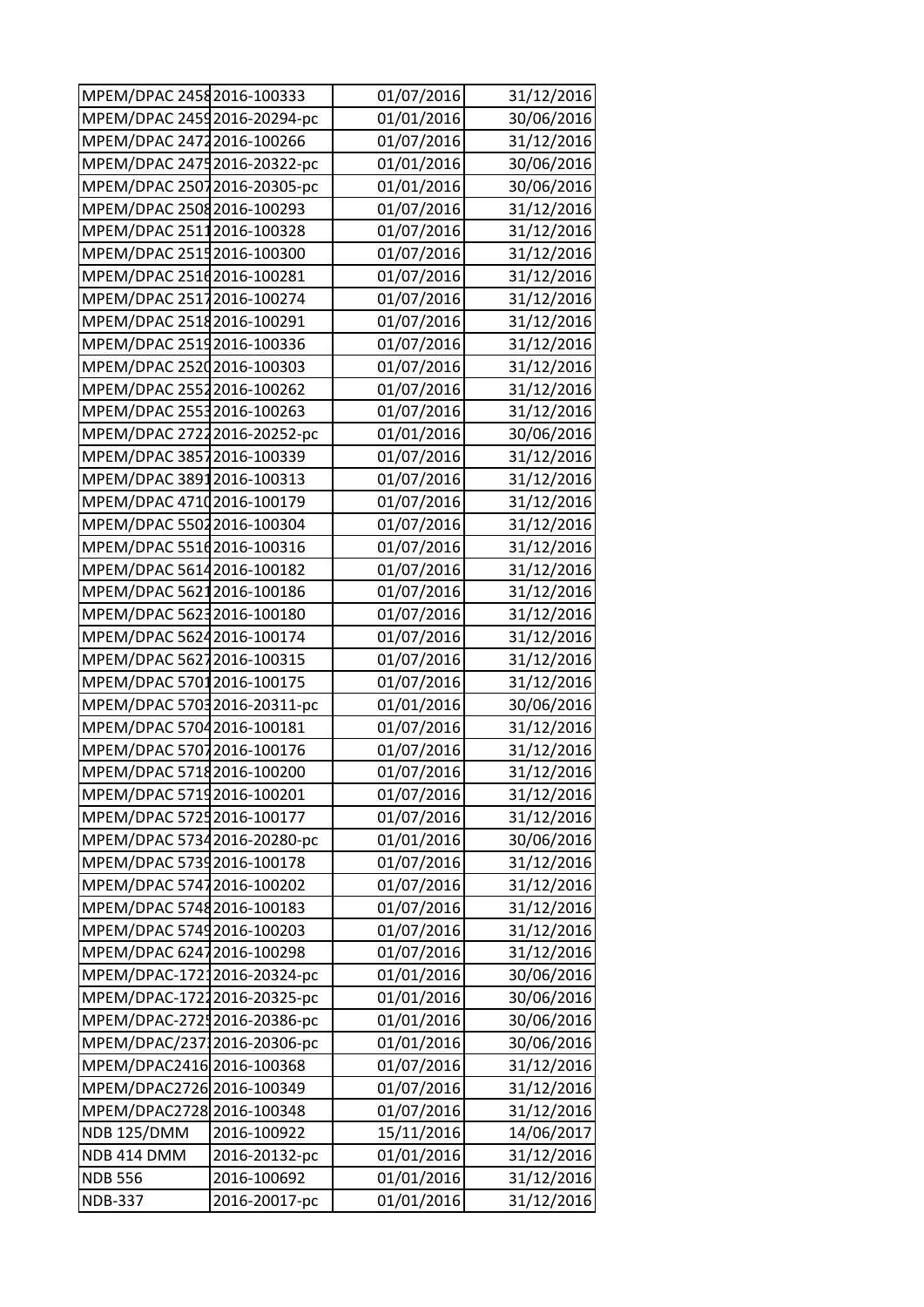| | | | |
|---|---|---|---|
| MPEM/DPAC 2458 | 2016-100333 | 01/07/2016 | 31/12/2016 |
| MPEM/DPAC 2459 | 2016-20294-pc | 01/01/2016 | 30/06/2016 |
| MPEM/DPAC 2472 | 2016-100266 | 01/07/2016 | 31/12/2016 |
| MPEM/DPAC 2475 | 2016-20322-pc | 01/01/2016 | 30/06/2016 |
| MPEM/DPAC 2507 | 2016-20305-pc | 01/01/2016 | 30/06/2016 |
| MPEM/DPAC 2508 | 2016-100293 | 01/07/2016 | 31/12/2016 |
| MPEM/DPAC 2511 | 2016-100328 | 01/07/2016 | 31/12/2016 |
| MPEM/DPAC 2515 | 2016-100300 | 01/07/2016 | 31/12/2016 |
| MPEM/DPAC 2516 | 2016-100281 | 01/07/2016 | 31/12/2016 |
| MPEM/DPAC 2517 | 2016-100274 | 01/07/2016 | 31/12/2016 |
| MPEM/DPAC 2518 | 2016-100291 | 01/07/2016 | 31/12/2016 |
| MPEM/DPAC 2519 | 2016-100336 | 01/07/2016 | 31/12/2016 |
| MPEM/DPAC 2520 | 2016-100303 | 01/07/2016 | 31/12/2016 |
| MPEM/DPAC 2552 | 2016-100262 | 01/07/2016 | 31/12/2016 |
| MPEM/DPAC 2553 | 2016-100263 | 01/07/2016 | 31/12/2016 |
| MPEM/DPAC 2722 | 2016-20252-pc | 01/01/2016 | 30/06/2016 |
| MPEM/DPAC 3857 | 2016-100339 | 01/07/2016 | 31/12/2016 |
| MPEM/DPAC 3891 | 2016-100313 | 01/07/2016 | 31/12/2016 |
| MPEM/DPAC 4710 | 2016-100179 | 01/07/2016 | 31/12/2016 |
| MPEM/DPAC 5502 | 2016-100304 | 01/07/2016 | 31/12/2016 |
| MPEM/DPAC 5516 | 2016-100316 | 01/07/2016 | 31/12/2016 |
| MPEM/DPAC 5614 | 2016-100182 | 01/07/2016 | 31/12/2016 |
| MPEM/DPAC 5621 | 2016-100186 | 01/07/2016 | 31/12/2016 |
| MPEM/DPAC 5623 | 2016-100180 | 01/07/2016 | 31/12/2016 |
| MPEM/DPAC 5624 | 2016-100174 | 01/07/2016 | 31/12/2016 |
| MPEM/DPAC 5627 | 2016-100315 | 01/07/2016 | 31/12/2016 |
| MPEM/DPAC 5701 | 2016-100175 | 01/07/2016 | 31/12/2016 |
| MPEM/DPAC 5703 | 2016-20311-pc | 01/01/2016 | 30/06/2016 |
| MPEM/DPAC 5704 | 2016-100181 | 01/07/2016 | 31/12/2016 |
| MPEM/DPAC 5707 | 2016-100176 | 01/07/2016 | 31/12/2016 |
| MPEM/DPAC 5718 | 2016-100200 | 01/07/2016 | 31/12/2016 |
| MPEM/DPAC 5719 | 2016-100201 | 01/07/2016 | 31/12/2016 |
| MPEM/DPAC 5725 | 2016-100177 | 01/07/2016 | 31/12/2016 |
| MPEM/DPAC 5734 | 2016-20280-pc | 01/01/2016 | 30/06/2016 |
| MPEM/DPAC 5739 | 2016-100178 | 01/07/2016 | 31/12/2016 |
| MPEM/DPAC 5747 | 2016-100202 | 01/07/2016 | 31/12/2016 |
| MPEM/DPAC 5748 | 2016-100183 | 01/07/2016 | 31/12/2016 |
| MPEM/DPAC 5749 | 2016-100203 | 01/07/2016 | 31/12/2016 |
| MPEM/DPAC 6247 | 2016-100298 | 01/07/2016 | 31/12/2016 |
| MPEM/DPAC-1721 | 2016-20324-pc | 01/01/2016 | 30/06/2016 |
| MPEM/DPAC-1722 | 2016-20325-pc | 01/01/2016 | 30/06/2016 |
| MPEM/DPAC-2725 | 2016-20386-pc | 01/01/2016 | 30/06/2016 |
| MPEM/DPAC/2371 | 2016-20306-pc | 01/01/2016 | 30/06/2016 |
| MPEM/DPAC2416 | 2016-100368 | 01/07/2016 | 31/12/2016 |
| MPEM/DPAC2726 | 2016-100349 | 01/07/2016 | 31/12/2016 |
| MPEM/DPAC2728 | 2016-100348 | 01/07/2016 | 31/12/2016 |
| NDB 125/DMM | 2016-100922 | 15/11/2016 | 14/06/2017 |
| NDB 414 DMM | 2016-20132-pc | 01/01/2016 | 31/12/2016 |
| NDB 556 | 2016-100692 | 01/01/2016 | 31/12/2016 |
| NDB-337 | 2016-20017-pc | 01/01/2016 | 31/12/2016 |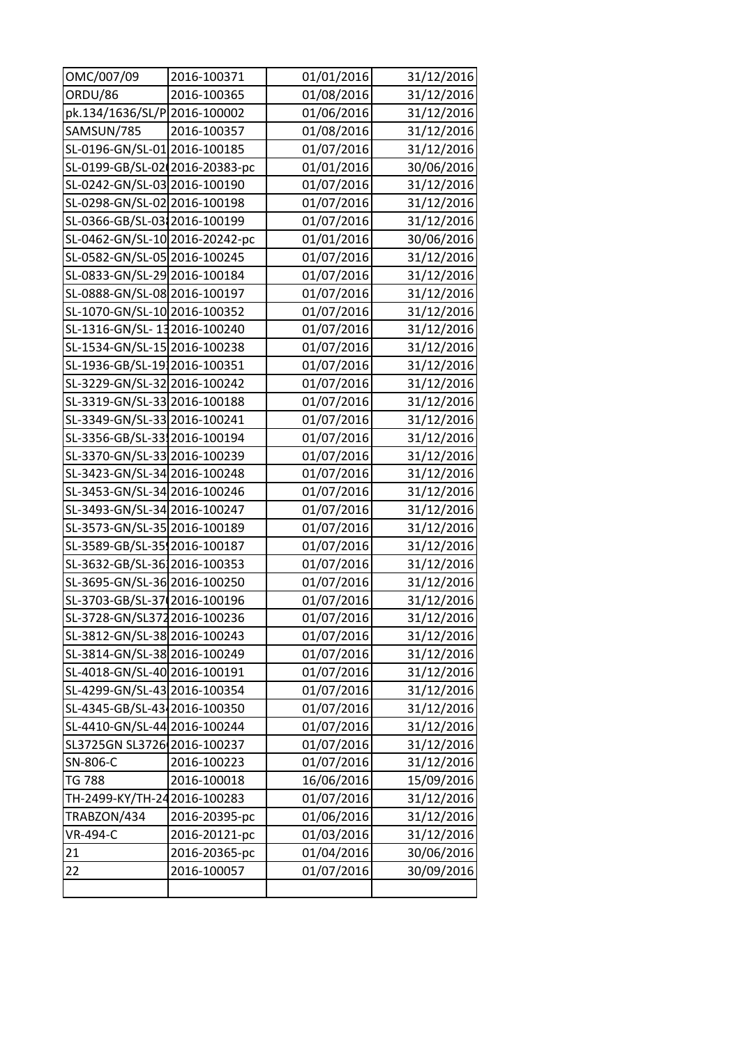| | | | |
|---|---|---|---|
| OMC/007/09 | 2016-100371 | 01/01/2016 | 31/12/2016 |
| ORDU/86 | 2016-100365 | 01/08/2016 | 31/12/2016 |
| pk.134/1636/SL/P | 2016-100002 | 01/06/2016 | 31/12/2016 |
| SAMSUN/785 | 2016-100357 | 01/08/2016 | 31/12/2016 |
| SL-0196-GN/SL-01 | 2016-100185 | 01/07/2016 | 31/12/2016 |
| SL-0199-GB/SL-02 | 2016-20383-pc | 01/01/2016 | 30/06/2016 |
| SL-0242-GN/SL-03 | 2016-100190 | 01/07/2016 | 31/12/2016 |
| SL-0298-GN/SL-02 | 2016-100198 | 01/07/2016 | 31/12/2016 |
| SL-0366-GB/SL-03 | 2016-100199 | 01/07/2016 | 31/12/2016 |
| SL-0462-GN/SL-10 | 2016-20242-pc | 01/01/2016 | 30/06/2016 |
| SL-0582-GN/SL-05 | 2016-100245 | 01/07/2016 | 31/12/2016 |
| SL-0833-GN/SL-29 | 2016-100184 | 01/07/2016 | 31/12/2016 |
| SL-0888-GN/SL-08 | 2016-100197 | 01/07/2016 | 31/12/2016 |
| SL-1070-GN/SL-10 | 2016-100352 | 01/07/2016 | 31/12/2016 |
| SL-1316-GN/SL- 1 | 2016-100240 | 01/07/2016 | 31/12/2016 |
| SL-1534-GN/SL-15 | 2016-100238 | 01/07/2016 | 31/12/2016 |
| SL-1936-GB/SL-19 | 2016-100351 | 01/07/2016 | 31/12/2016 |
| SL-3229-GN/SL-32 | 2016-100242 | 01/07/2016 | 31/12/2016 |
| SL-3319-GN/SL-33 | 2016-100188 | 01/07/2016 | 31/12/2016 |
| SL-3349-GN/SL-33 | 2016-100241 | 01/07/2016 | 31/12/2016 |
| SL-3356-GB/SL-33 | 2016-100194 | 01/07/2016 | 31/12/2016 |
| SL-3370-GN/SL-33 | 2016-100239 | 01/07/2016 | 31/12/2016 |
| SL-3423-GN/SL-34 | 2016-100248 | 01/07/2016 | 31/12/2016 |
| SL-3453-GN/SL-34 | 2016-100246 | 01/07/2016 | 31/12/2016 |
| SL-3493-GN/SL-34 | 2016-100247 | 01/07/2016 | 31/12/2016 |
| SL-3573-GN/SL-35 | 2016-100189 | 01/07/2016 | 31/12/2016 |
| SL-3589-GB/SL-35 | 2016-100187 | 01/07/2016 | 31/12/2016 |
| SL-3632-GB/SL-36 | 2016-100353 | 01/07/2016 | 31/12/2016 |
| SL-3695-GN/SL-36 | 2016-100250 | 01/07/2016 | 31/12/2016 |
| SL-3703-GB/SL-37 | 2016-100196 | 01/07/2016 | 31/12/2016 |
| SL-3728-GN/SL372 | 2016-100236 | 01/07/2016 | 31/12/2016 |
| SL-3812-GN/SL-38 | 2016-100243 | 01/07/2016 | 31/12/2016 |
| SL-3814-GN/SL-38 | 2016-100249 | 01/07/2016 | 31/12/2016 |
| SL-4018-GN/SL-40 | 2016-100191 | 01/07/2016 | 31/12/2016 |
| SL-4299-GN/SL-43 | 2016-100354 | 01/07/2016 | 31/12/2016 |
| SL-4345-GB/SL-43 | 2016-100350 | 01/07/2016 | 31/12/2016 |
| SL-4410-GN/SL-44 | 2016-100244 | 01/07/2016 | 31/12/2016 |
| SL3725GN SL3726 | 2016-100237 | 01/07/2016 | 31/12/2016 |
| SN-806-C | 2016-100223 | 01/07/2016 | 31/12/2016 |
| TG 788 | 2016-100018 | 16/06/2016 | 15/09/2016 |
| TH-2499-KY/TH-24 | 2016-100283 | 01/07/2016 | 31/12/2016 |
| TRABZON/434 | 2016-20395-pc | 01/06/2016 | 31/12/2016 |
| VR-494-C | 2016-20121-pc | 01/03/2016 | 31/12/2016 |
| 21 | 2016-20365-pc | 01/04/2016 | 30/06/2016 |
| 22 | 2016-100057 | 01/07/2016 | 30/09/2016 |
| | | | |